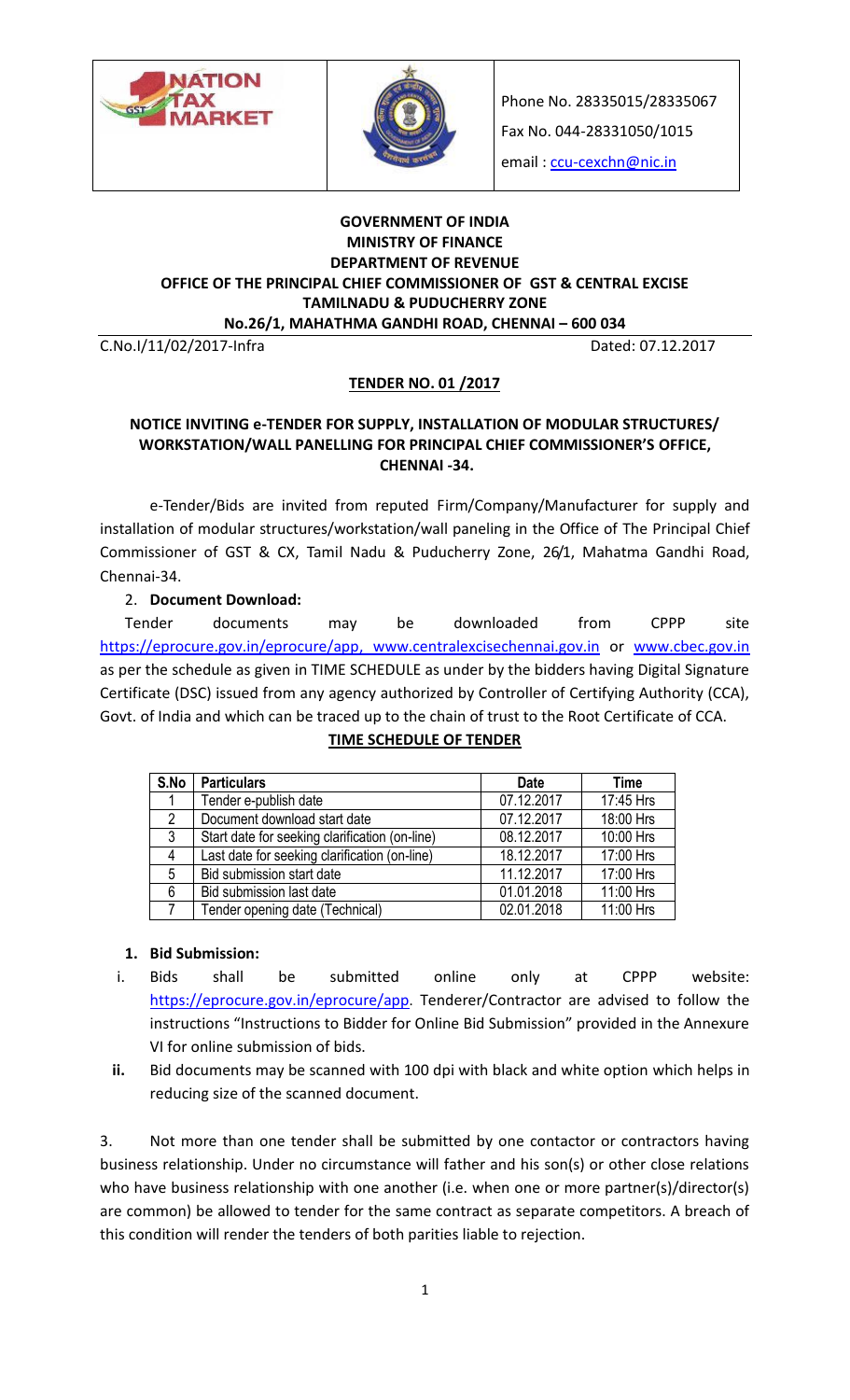Phone No. 28335015/28335067

Fax No. 044-28331050/1015

email : ccu-cexchn@nic.in

**GOVERNMENT OF INDIA**
**MINISTRY OF FINANCE**
**DEPARTMENT OF REVENUE**
**OFFICE OF THE PRINCIPAL CHIEF COMMISSIONER OF GST & CENTRAL EXCISE**
**TAMILNADU & PUDUCHERRY ZONE**
**No.26/1, MAHATHMA GANDHI ROAD, CHENNAI – 600 034**

C.No.I/11/02/2017-Infra Dated: 07.12.2017

## TENDER NO. 01 /2017

### NOTICE INVITING e-TENDER FOR SUPPLY, INSTALLATION OF MODULAR STRUCTURES/ WORKSTATION/WALL PANELLING FOR PRINCIPAL CHIEF COMMISSIONER'S OFFICE, CHENNAI -34.

e-Tender/Bids are invited from reputed Firm/Company/Manufacturer for supply and installation of modular structures/workstation/wall paneling in the Office of The Principal Chief Commissioner of GST & CX, Tamil Nadu & Puducherry Zone, 26/1, Mahatma Gandhi Road, Chennai-34.

2. **Document Download:**

Tender documents may be downloaded from CPPP site https://eprocure.gov.in/eprocure/app, www.centralexcisechennai.gov.in or www.cbec.gov.in as per the schedule as given in TIME SCHEDULE as under by the bidders having Digital Signature Certificate (DSC) issued from any agency authorized by Controller of Certifying Authority (CCA), Govt. of India and which can be traced up to the chain of trust to the Root Certificate of CCA.

**TIME SCHEDULE OF TENDER**

| S.No | Particulars | Date | Time |
|---|---|---|---|
| 1 | Tender e-publish date | 07.12.2017 | 17:45 Hrs |
| 2 | Document download start date | 07.12.2017 | 18:00 Hrs |
| 3 | Start date for seeking clarification (on-line) | 08.12.2017 | 10:00 Hrs |
| 4 | Last date for seeking clarification (on-line) | 18.12.2017 | 17:00 Hrs |
| 5 | Bid submission start date | 11.12.2017 | 17:00 Hrs |
| 6 | Bid submission last date | 01.01.2018 | 11:00 Hrs |
| 7 | Tender opening date (Technical) | 02.01.2018 | 11:00 Hrs |

1. **Bid Submission:**

i. Bids shall be submitted online only at CPPP website: https://eprocure.gov.in/eprocure/app. Tenderer/Contractor are advised to follow the instructions "Instructions to Bidder for Online Bid Submission" provided in the Annexure VI for online submission of bids.

**ii.** Bid documents may be scanned with 100 dpi with black and white option which helps in reducing size of the scanned document.

3. Not more than one tender shall be submitted by one contactor or contractors having business relationship. Under no circumstance will father and his son(s) or other close relations who have business relationship with one another (i.e. when one or more partner(s)/director(s) are common) be allowed to tender for the same contract as separate competitors. A breach of this condition will render the tenders of both parities liable to rejection.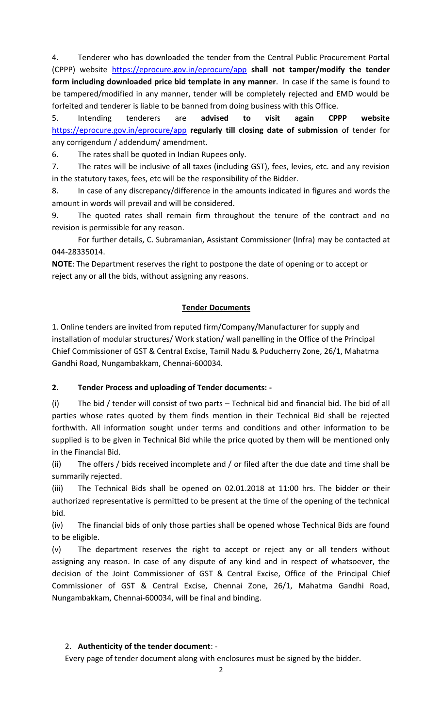4. Tenderer who has downloaded the tender from the Central Public Procurement Portal (CPPP) website https://eprocure.gov.in/eprocure/app **shall not tamper/modify the tender form including downloaded price bid template in any manner**. In case if the same is found to be tampered/modified in any manner, tender will be completely rejected and EMD would be forfeited and tenderer is liable to be banned from doing business with this Office.

5. Intending tenderers are **advised to visit again CPPP website** https://eprocure.gov.in/eprocure/app **regularly till closing date of submission** of tender for any corrigendum / addendum/ amendment.

6. The rates shall be quoted in Indian Rupees only.

7. The rates will be inclusive of all taxes (including GST), fees, levies, etc. and any revision in the statutory taxes, fees, etc will be the responsibility of the Bidder.

8. In case of any discrepancy/difference in the amounts indicated in figures and words the amount in words will prevail and will be considered.

9. The quoted rates shall remain firm throughout the tenure of the contract and no revision is permissible for any reason.

For further details, C. Subramanian, Assistant Commissioner (Infra) may be contacted at 044-28335014.

**NOTE**: The Department reserves the right to postpone the date of opening or to accept or reject any or all the bids, without assigning any reasons.

## Tender Documents

1. Online tenders are invited from reputed firm/Company/Manufacturer for supply and installation of modular structures/ Work station/ wall panelling in the Office of the Principal Chief Commissioner of GST & Central Excise, Tamil Nadu & Puducherry Zone, 26/1, Mahatma Gandhi Road, Nungambakkam, Chennai-600034.

**2. Tender Process and uploading of Tender documents: -**

(i) The bid / tender will consist of two parts – Technical bid and financial bid. The bid of all parties whose rates quoted by them finds mention in their Technical Bid shall be rejected forthwith. All information sought under terms and conditions and other information to be supplied is to be given in Technical Bid while the price quoted by them will be mentioned only in the Financial Bid.

(ii) The offers / bids received incomplete and / or filed after the due date and time shall be summarily rejected.

(iii) The Technical Bids shall be opened on 02.01.2018 at 11:00 hrs. The bidder or their authorized representative is permitted to be present at the time of the opening of the technical bid.

(iv) The financial bids of only those parties shall be opened whose Technical Bids are found to be eligible.

(v) The department reserves the right to accept or reject any or all tenders without assigning any reason. In case of any dispute of any kind and in respect of whatsoever, the decision of the Joint Commissioner of GST & Central Excise, Office of the Principal Chief Commissioner of GST & Central Excise, Chennai Zone, 26/1, Mahatma Gandhi Road, Nungambakkam, Chennai-600034, will be final and binding.

2. **Authenticity of the tender document**: -

Every page of tender document along with enclosures must be signed by the bidder.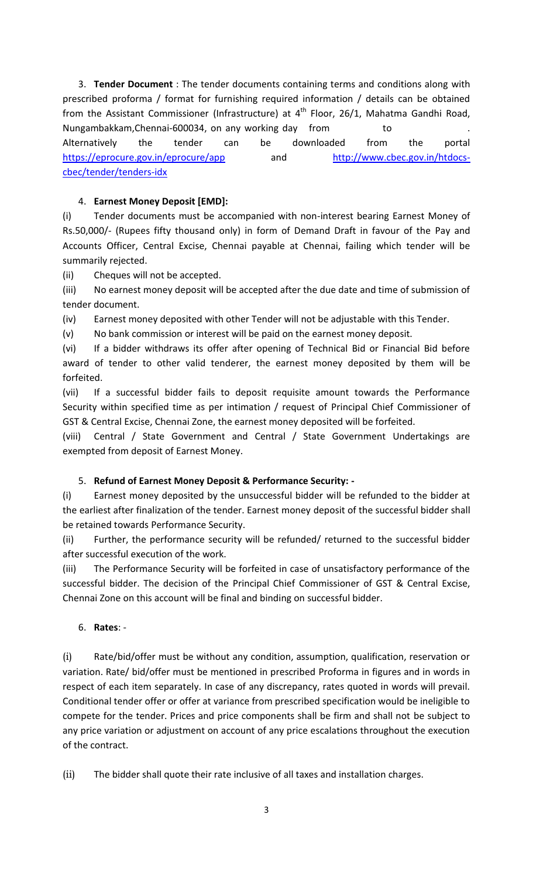3. **Tender Document** : The tender documents containing terms and conditions along with prescribed proforma / format for furnishing required information / details can be obtained from the Assistant Commissioner (Infrastructure) at 4th Floor, 26/1, Mahatma Gandhi Road, Nungambakkam,Chennai-600034, on any working day from to . Alternatively the tender can be downloaded from the portal https://eprocure.gov.in/eprocure/app and http://www.cbec.gov.in/htdocs-cbec/tender/tenders-idx

4. **Earnest Money Deposit [EMD]:**

(i) Tender documents must be accompanied with non-interest bearing Earnest Money of Rs.50,000/- (Rupees fifty thousand only) in form of Demand Draft in favour of the Pay and Accounts Officer, Central Excise, Chennai payable at Chennai, failing which tender will be summarily rejected.

(ii) Cheques will not be accepted.

(iii) No earnest money deposit will be accepted after the due date and time of submission of tender document.

(iv) Earnest money deposited with other Tender will not be adjustable with this Tender.

(v) No bank commission or interest will be paid on the earnest money deposit.

(vi) If a bidder withdraws its offer after opening of Technical Bid or Financial Bid before award of tender to other valid tenderer, the earnest money deposited by them will be forfeited.

(vii) If a successful bidder fails to deposit requisite amount towards the Performance Security within specified time as per intimation / request of Principal Chief Commissioner of GST & Central Excise, Chennai Zone, the earnest money deposited will be forfeited.

(viii) Central / State Government and Central / State Government Undertakings are exempted from deposit of Earnest Money.

5. **Refund of Earnest Money Deposit & Performance Security: -**

(i) Earnest money deposited by the unsuccessful bidder will be refunded to the bidder at the earliest after finalization of the tender. Earnest money deposit of the successful bidder shall be retained towards Performance Security.

(ii) Further, the performance security will be refunded/ returned to the successful bidder after successful execution of the work.

(iii) The Performance Security will be forfeited in case of unsatisfactory performance of the successful bidder. The decision of the Principal Chief Commissioner of GST & Central Excise, Chennai Zone on this account will be final and binding on successful bidder.

6. **Rates**: -

(i) Rate/bid/offer must be without any condition, assumption, qualification, reservation or variation. Rate/ bid/offer must be mentioned in prescribed Proforma in figures and in words in respect of each item separately. In case of any discrepancy, rates quoted in words will prevail. Conditional tender offer or offer at variance from prescribed specification would be ineligible to compete for the tender. Prices and price components shall be firm and shall not be subject to any price variation or adjustment on account of any price escalations throughout the execution of the contract.

(ii) The bidder shall quote their rate inclusive of all taxes and installation charges.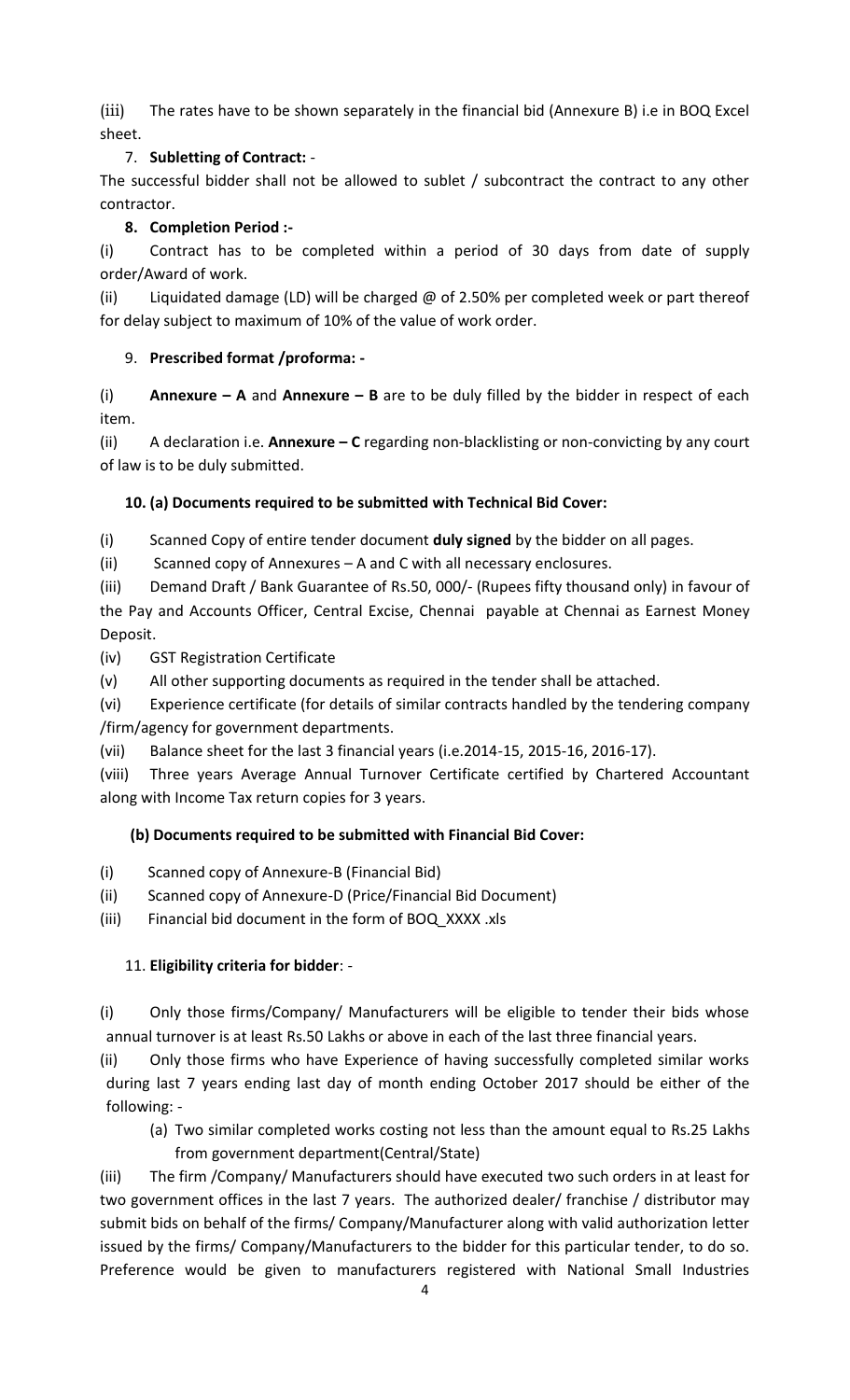(iii) The rates have to be shown separately in the financial bid (Annexure B) i.e in BOQ Excel sheet.

7. **Subletting of Contract:** -

The successful bidder shall not be allowed to sublet / subcontract the contract to any other contractor.

8. **Completion Period :-**

(i) Contract has to be completed within a period of 30 days from date of supply order/Award of work.

(ii) Liquidated damage (LD) will be charged @ of 2.50% per completed week or part thereof for delay subject to maximum of 10% of the value of work order.

9. **Prescribed format /proforma: -**

(i) **Annexure – A** and **Annexure – B** are to be duly filled by the bidder in respect of each item.

(ii) A declaration i.e. **Annexure – C** regarding non-blacklisting or non-convicting by any court of law is to be duly submitted.

**10. (a) Documents required to be submitted with Technical Bid Cover:**

(i) Scanned Copy of entire tender document **duly signed** by the bidder on all pages.

(ii) Scanned copy of Annexures – A and C with all necessary enclosures.

(iii) Demand Draft / Bank Guarantee of Rs.50, 000/- (Rupees fifty thousand only) in favour of the Pay and Accounts Officer, Central Excise, Chennai payable at Chennai as Earnest Money Deposit.

(iv) GST Registration Certificate

(v) All other supporting documents as required in the tender shall be attached.

(vi) Experience certificate (for details of similar contracts handled by the tendering company /firm/agency for government departments.

(vii) Balance sheet for the last 3 financial years (i.e.2014-15, 2015-16, 2016-17).

(viii) Three years Average Annual Turnover Certificate certified by Chartered Accountant along with Income Tax return copies for 3 years.

**(b) Documents required to be submitted with Financial Bid Cover:**

(i) Scanned copy of Annexure-B (Financial Bid)

(ii) Scanned copy of Annexure-D (Price/Financial Bid Document)

(iii) Financial bid document in the form of BOQ_XXXX .xls

11. **Eligibility criteria for bidder**: -

(i) Only those firms/Company/ Manufacturers will be eligible to tender their bids whose annual turnover is at least Rs.50 Lakhs or above in each of the last three financial years.

(ii) Only those firms who have Experience of having successfully completed similar works during last 7 years ending last day of month ending October 2017 should be either of the following: -

(a) Two similar completed works costing not less than the amount equal to Rs.25 Lakhs from government department(Central/State)

(iii) The firm /Company/ Manufacturers should have executed two such orders in at least for two government offices in the last 7 years. The authorized dealer/ franchise / distributor may submit bids on behalf of the firms/ Company/Manufacturer along with valid authorization letter issued by the firms/ Company/Manufacturers to the bidder for this particular tender, to do so. Preference would be given to manufacturers registered with National Small Industries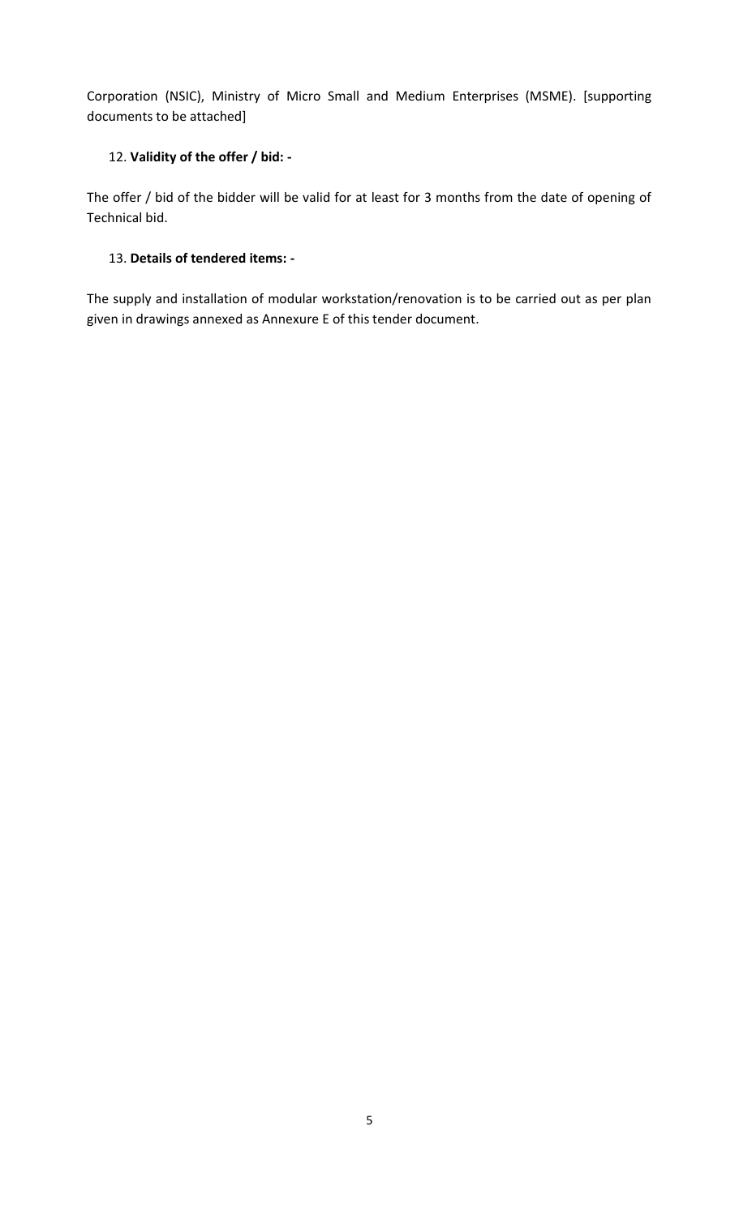Corporation (NSIC), Ministry of Micro Small and Medium Enterprises (MSME). [supporting documents to be attached]

12. **Validity of the offer / bid: -**

The offer / bid of the bidder will be valid for at least for 3 months from the date of opening of Technical bid.

13. **Details of tendered items: -**

The supply and installation of modular workstation/renovation is to be carried out as per plan given in drawings annexed as Annexure E of this tender document.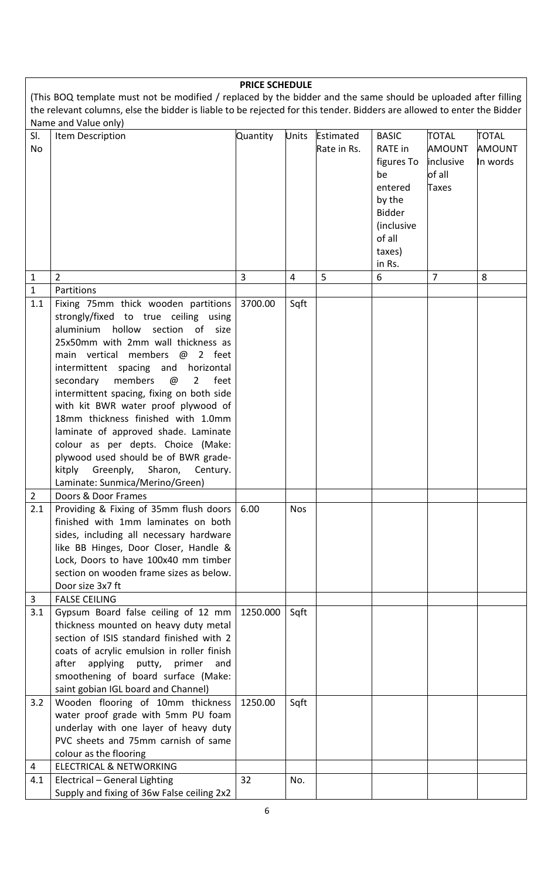**PRICE SCHEDULE**

(This BOQ template must not be modified / replaced by the bidder and the same should be uploaded after filling the relevant columns, else the bidder is liable to be rejected for this tender. Bidders are allowed to enter the Bidder Name and Value only)

| Sl. No | Item Description | Quantity | Units | Estimated Rate in Rs. | BASIC RATE in figures To be entered by the Bidder (inclusive of all taxes) in Rs. | TOTAL AMOUNT inclusive of all Taxes | TOTAL AMOUNT In words |
|---|---|---|---|---|---|---|---|
| 1 | 2 | 3 | 4 | 5 | 6 | 7 | 8 |
| 1 | Partitions | | | | | | |
| 1.1 | Fixing 75mm thick wooden partitions strongly/fixed to true ceiling using aluminium hollow section of size 25x50mm with 2mm wall thickness as main vertical members @ 2 feet intermittent spacing and horizontal secondary members @ 2 feet intermittent spacing, fixing on both side with kit BWR water proof plywood of 18mm thickness finished with 1.0mm laminate of approved shade. Laminate colour as per depts. Choice (Make: plywood used should be of BWR grade-kitply Greenply, Sharon, Century. Laminate: Sunmica/Merino/Green) | 3700.00 | Sqft | | | | |
| 2 | Doors & Door Frames | | | | | | |
| 2.1 | Providing & Fixing of 35mm flush doors finished with 1mm laminates on both sides, including all necessary hardware like BB Hinges, Door Closer, Handle & Lock, Doors to have 100x40 mm timber section on wooden frame sizes as below. Door size 3x7 ft | 6.00 | Nos | | | | |
| 3 | FALSE CEILING | | | | | | |
| 3.1 | Gypsum Board false ceiling of 12 mm thickness mounted on heavy duty metal section of ISIS standard finished with 2 coats of acrylic emulsion in roller finish after applying putty, primer and smoothening of board surface (Make: saint gobian IGL board and Channel) | 1250.000 | Sqft | | | | |
| 3.2 | Wooden flooring of 10mm thickness water proof grade with 5mm PU foam underlay with one layer of heavy duty PVC sheets and 75mm carnish of same colour as the flooring | 1250.00 | Sqft | | | | |
| 4 | ELECTRICAL & NETWORKING | | | | | | |
| 4.1 | Electrical – General Lighting<br>Supply and fixing of 36w False ceiling 2x2 | 32 | No. | | | | |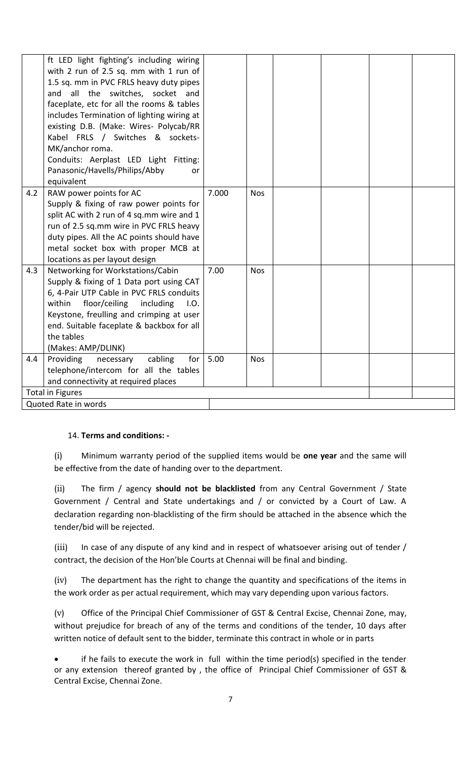| | | | | | | |
|---|---|---|---|---|---|---|
| | ft LED light fighting's including wiring with 2 run of 2.5 sq. mm with 1 run of 1.5 sq. mm in PVC FRLS heavy duty pipes and all the switches, socket and faceplate, etc for all the rooms & tables includes Termination of lighting wiring at existing D.B. (Make: Wires- Polycab/RR Kabel FRLS / Switches & sockets- MK/anchor roma. Conduits: Aerplast LED Light Fitting: Panasonic/Havells/Philips/Abby or equivalent | | | | | |
| 4.2 | RAW power points for AC<br>Supply & fixing of raw power points for split AC with 2 run of 4 sq.mm wire and 1 run of 2.5 sq.mm wire in PVC FRLS heavy duty pipes. All the AC points should have metal socket box with proper MCB at locations as per layout design | 7.000 | Nos | | | |
| 4.3 | Networking for Workstations/Cabin<br>Supply & fixing of 1 Data port using CAT 6, 4-Pair UTP Cable in PVC FRLS conduits within floor/ceiling including I.O. Keystone, freulling and crimping at user end. Suitable faceplate & backbox for all the tables<br>(Makes: AMP/DLINK) | 7.00 | Nos | | | |
| 4.4 | Providing necessary cabling for telephone/intercom for all the tables and connectivity at required places | 5.00 | Nos | | | |
| Total in Figures | | | | | | |
| Quoted Rate in words | | | | | | |

14. **Terms and conditions: -**

(i) Minimum warranty period of the supplied items would be **one year** and the same will be effective from the date of handing over to the department.

(ii) The firm / agency **should not be blacklisted** from any Central Government / State Government / Central and State undertakings and / or convicted by a Court of Law. A declaration regarding non-blacklisting of the firm should be attached in the absence which the tender/bid will be rejected.

(iii) In case of any dispute of any kind and in respect of whatsoever arising out of tender / contract, the decision of the Hon'ble Courts at Chennai will be final and binding.

(iv) The department has the right to change the quantity and specifications of the items in the work order as per actual requirement, which may vary depending upon various factors.

(v) Office of the Principal Chief Commissioner of GST & Central Excise, Chennai Zone, may, without prejudice for breach of any of the terms and conditions of the tender, 10 days after written notice of default sent to the bidder, terminate this contract in whole or in parts

- if he fails to execute the work in full within the time period(s) specified in the tender or any extension thereof granted by , the office of Principal Chief Commissioner of GST & Central Excise, Chennai Zone.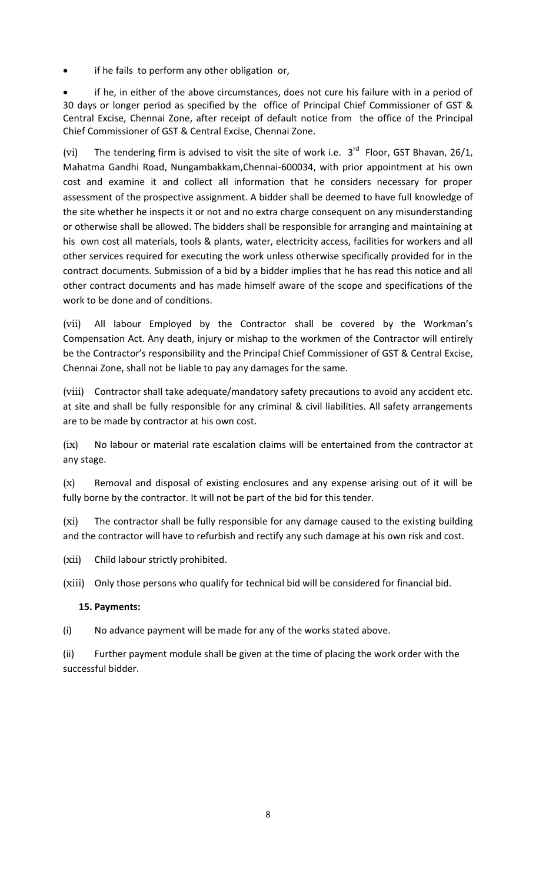- if he fails to perform any other obligation or,
- if he, in either of the above circumstances, does not cure his failure with in a period of 30 days or longer period as specified by the office of Principal Chief Commissioner of GST & Central Excise, Chennai Zone, after receipt of default notice from the office of the Principal Chief Commissioner of GST & Central Excise, Chennai Zone.

(vi) The tendering firm is advised to visit the site of work i.e. 3rd Floor, GST Bhavan, 26/1, Mahatma Gandhi Road, Nungambakkam,Chennai-600034, with prior appointment at his own cost and examine it and collect all information that he considers necessary for proper assessment of the prospective assignment. A bidder shall be deemed to have full knowledge of the site whether he inspects it or not and no extra charge consequent on any misunderstanding or otherwise shall be allowed. The bidders shall be responsible for arranging and maintaining at his own cost all materials, tools & plants, water, electricity access, facilities for workers and all other services required for executing the work unless otherwise specifically provided for in the contract documents. Submission of a bid by a bidder implies that he has read this notice and all other contract documents and has made himself aware of the scope and specifications of the work to be done and of conditions.

(vii) All labour Employed by the Contractor shall be covered by the Workman's Compensation Act. Any death, injury or mishap to the workmen of the Contractor will entirely be the Contractor's responsibility and the Principal Chief Commissioner of GST & Central Excise, Chennai Zone, shall not be liable to pay any damages for the same.

(viii) Contractor shall take adequate/mandatory safety precautions to avoid any accident etc. at site and shall be fully responsible for any criminal & civil liabilities. All safety arrangements are to be made by contractor at his own cost.

(ix) No labour or material rate escalation claims will be entertained from the contractor at any stage.

(x) Removal and disposal of existing enclosures and any expense arising out of it will be fully borne by the contractor. It will not be part of the bid for this tender.

(xi) The contractor shall be fully responsible for any damage caused to the existing building and the contractor will have to refurbish and rectify any such damage at his own risk and cost.

(xii) Child labour strictly prohibited.

(xiii) Only those persons who qualify for technical bid will be considered for financial bid.

**15. Payments:**

(i) No advance payment will be made for any of the works stated above.

(ii) Further payment module shall be given at the time of placing the work order with the successful bidder.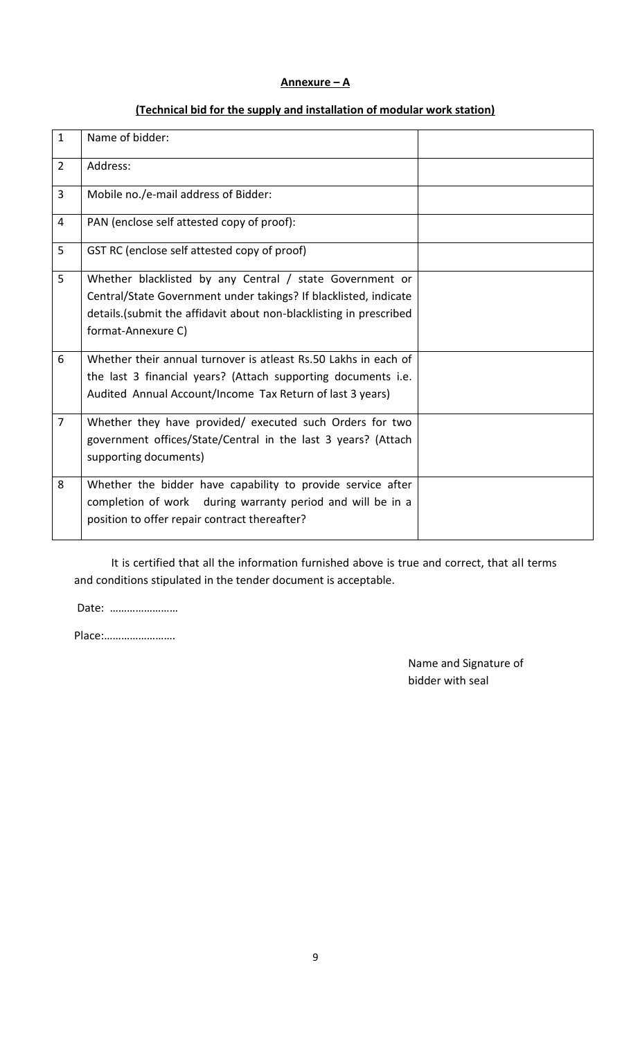**Annexure – A**

**(Technical bid for the supply and installation of modular work station)**

| 1 | Name of bidder: | |
|---|---|---|
| 2 | Address: | |
| 3 | Mobile no./e-mail address of Bidder: | |
| 4 | PAN (enclose self attested copy of proof): | |
| 5 | GST RC (enclose self attested copy of proof) | |
| 5 | Whether blacklisted by any Central / state Government or Central/State Government under takings? If blacklisted, indicate details.(submit the affidavit about non-blacklisting in prescribed format-Annexure C) | |
| 6 | Whether their annual turnover is atleast Rs.50 Lakhs in each of the last 3 financial years? (Attach supporting documents i.e. Audited Annual Account/Income Tax Return of last 3 years) | |
| 7 | Whether they have provided/ executed such Orders for two government offices/State/Central in the last 3 years? (Attach supporting documents) | |
| 8 | Whether the bidder have capability to provide service after completion of work during warranty period and will be in a position to offer repair contract thereafter? | |

It is certified that all the information furnished above is true and correct, that all terms and conditions stipulated in the tender document is acceptable.

Date: ……………………

Place:…………………….

Name and Signature of bidder with seal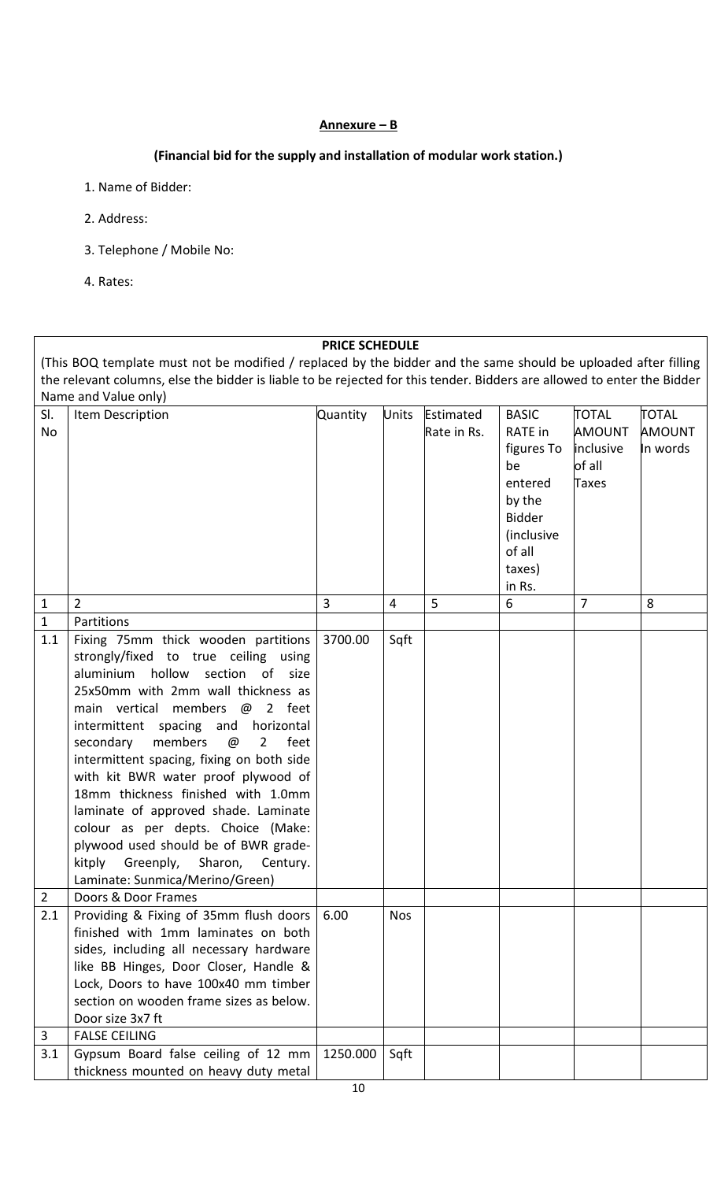**Annexure – B**

**(Financial bid for the supply and installation of modular work station.)**

1. Name of Bidder:
2. Address:
3. Telephone / Mobile No:
4. Rates:

| PRICE SCHEDULE | | | | | | | |
|---|---|---|---|---|---|---|---|
| (This BOQ template must not be modified / replaced by the bidder and the same should be uploaded after filling the relevant columns, else the bidder is liable to be rejected for this tender. Bidders are allowed to enter the Bidder Name and Value only) | | | | | | | |
| Sl. No | Item Description | Quantity | Units | Estimated Rate in Rs. | BASIC RATE in figures To be entered by the Bidder (inclusive of all taxes) in Rs. | TOTAL AMOUNT inclusive of all Taxes | TOTAL AMOUNT In words |
| 1 | 2 | 3 | 4 | 5 | 6 | 7 | 8 |
| 1 | Partitions | | | | | | |
| 1.1 | Fixing 75mm thick wooden partitions strongly/fixed to true ceiling using aluminium hollow section of size 25x50mm with 2mm wall thickness as main vertical members @ 2 feet intermittent spacing and horizontal secondary members @ 2 feet intermittent spacing, fixing on both side with kit BWR water proof plywood of 18mm thickness finished with 1.0mm laminate of approved shade. Laminate colour as per depts. Choice (Make: plywood used should be of BWR grade-kitply Greenply, Sharon, Century. Laminate: Sunmica/Merino/Green) | 3700.00 | Sqft | | | | |
| 2 | Doors & Door Frames | | | | | | |
| 2.1 | Providing & Fixing of 35mm flush doors finished with 1mm laminates on both sides, including all necessary hardware like BB Hinges, Door Closer, Handle & Lock, Doors to have 100x40 mm timber section on wooden frame sizes as below. Door size 3x7 ft | 6.00 | Nos | | | | |
| 3 | FALSE CEILING | | | | | | |
| 3.1 | Gypsum Board false ceiling of 12 mm thickness mounted on heavy duty metal | 1250.000 | Sqft | | | | |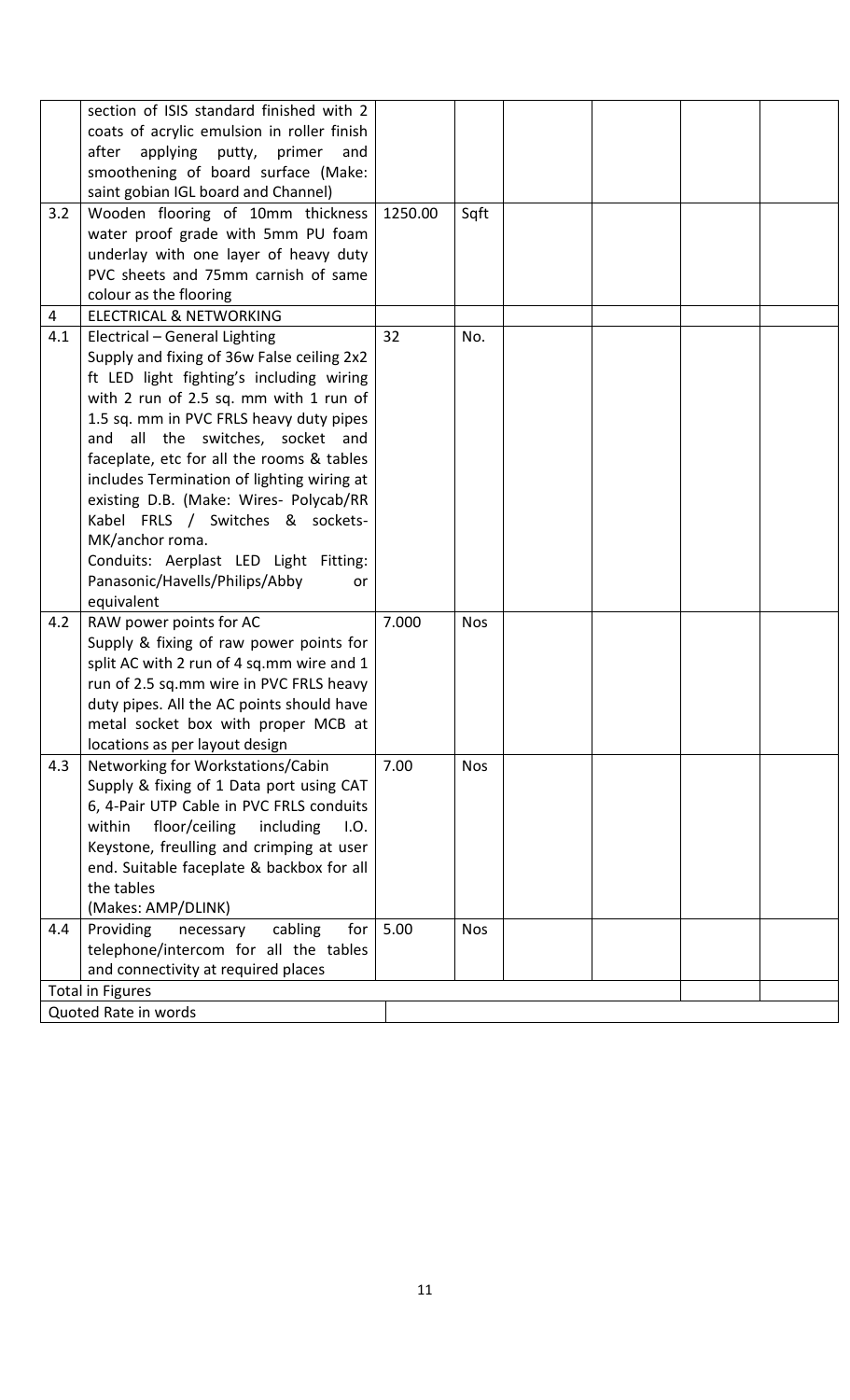|  |  |  |  |  |  |  |  |
|---|---|---|---|---|---|---|---|
|  | section of ISIS standard finished with 2 coats of acrylic emulsion in roller finish after applying putty, primer and smoothening of board surface (Make: saint gobian IGL board and Channel) |  |  |  |  |  |  |
| 3.2 | Wooden flooring of 10mm thickness water proof grade with 5mm PU foam underlay with one layer of heavy duty PVC sheets and 75mm carnish of same colour as the flooring | 1250.00 | Sqft |  |  |  |  |
| 4 | ELECTRICAL & NETWORKING |  |  |  |  |  |  |
| 4.1 | Electrical – General Lighting<br>Supply and fixing of 36w False ceiling 2x2 ft LED light fighting's including wiring with 2 run of 2.5 sq. mm with 1 run of 1.5 sq. mm in PVC FRLS heavy duty pipes and all the switches, socket and faceplate, etc for all the rooms & tables includes Termination of lighting wiring at existing D.B. (Make: Wires- Polycab/RR Kabel FRLS / Switches & sockets- MK/anchor roma.<br>Conduits: Aerplast LED Light Fitting: Panasonic/Havells/Philips/Abby or equivalent | 32 | No. |  |  |  |  |
| 4.2 | RAW power points for AC<br>Supply & fixing of raw power points for split AC with 2 run of 4 sq.mm wire and 1 run of 2.5 sq.mm wire in PVC FRLS heavy duty pipes. All the AC points should have metal socket box with proper MCB at locations as per layout design | 7.000 | Nos |  |  |  |  |
| 4.3 | Networking for Workstations/Cabin<br>Supply & fixing of 1 Data port using CAT 6, 4-Pair UTP Cable in PVC FRLS conduits within floor/ceiling including I.O. Keystone, freulling and crimping at user end. Suitable faceplate & backbox for all the tables<br>(Makes: AMP/DLINK) | 7.00 | Nos |  |  |  |  |
| 4.4 | Providing necessary cabling for telephone/intercom for all the tables and connectivity at required places | 5.00 | Nos |  |  |  |  |
| Total in Figures |  |  |  |  |  |  |  |
| Quoted Rate in words |  |  |  |  |  |  |  |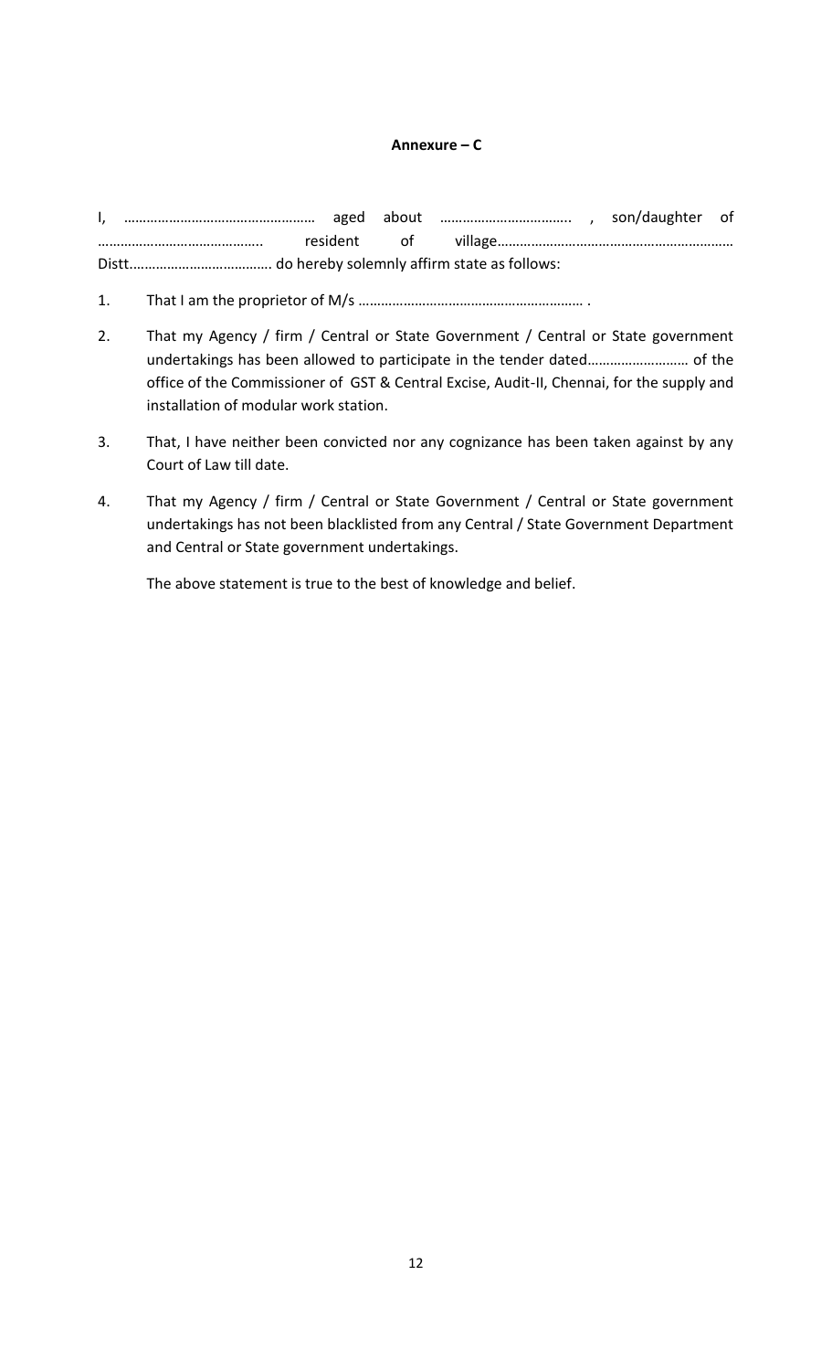**Annexure – C**

I, …………………………………………… aged about …………………………….. , son/daughter of …………………………………….. resident of village……………………………………………………… Distt………………………………. do hereby solemnly affirm state as follows:

1. That I am the proprietor of M/s …………………………………………………… .

2. That my Agency / firm / Central or State Government / Central or State government undertakings has been allowed to participate in the tender dated……………………… of the office of the Commissioner of GST & Central Excise, Audit-II, Chennai, for the supply and installation of modular work station.

3. That, I have neither been convicted nor any cognizance has been taken against by any Court of Law till date.

4. That my Agency / firm / Central or State Government / Central or State government undertakings has not been blacklisted from any Central / State Government Department and Central or State government undertakings.

   The above statement is true to the best of knowledge and belief.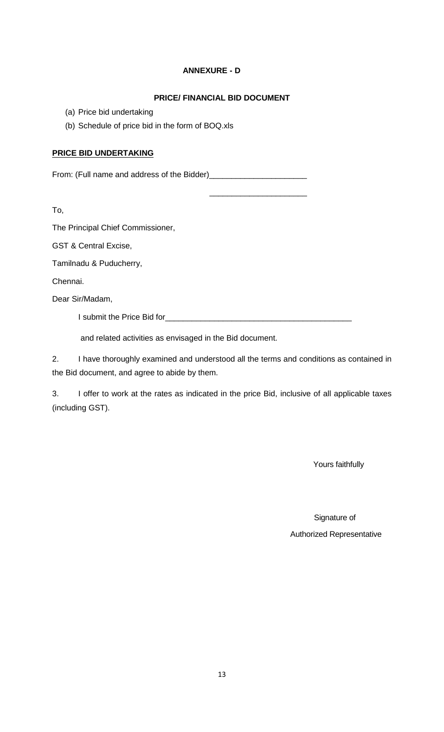**ANNEXURE - D**

**PRICE/ FINANCIAL BID DOCUMENT**

(a) Price bid undertaking
(b) Schedule of price bid in the form of BOQ.xls

**PRICE BID UNDERTAKING**

From: (Full name and address of the Bidder)______________________

______________________

To,

The Principal Chief Commissioner,

GST & Central Excise,

Tamilnadu & Puducherry,

Chennai.

Dear Sir/Madam,

I submit the Price Bid for___________________________________________

and related activities as envisaged in the Bid document.

2. I have thoroughly examined and understood all the terms and conditions as contained in the Bid document, and agree to abide by them.

3. I offer to work at the rates as indicated in the price Bid, inclusive of all applicable taxes (including GST).

Yours faithfully

Signature of

Authorized Representative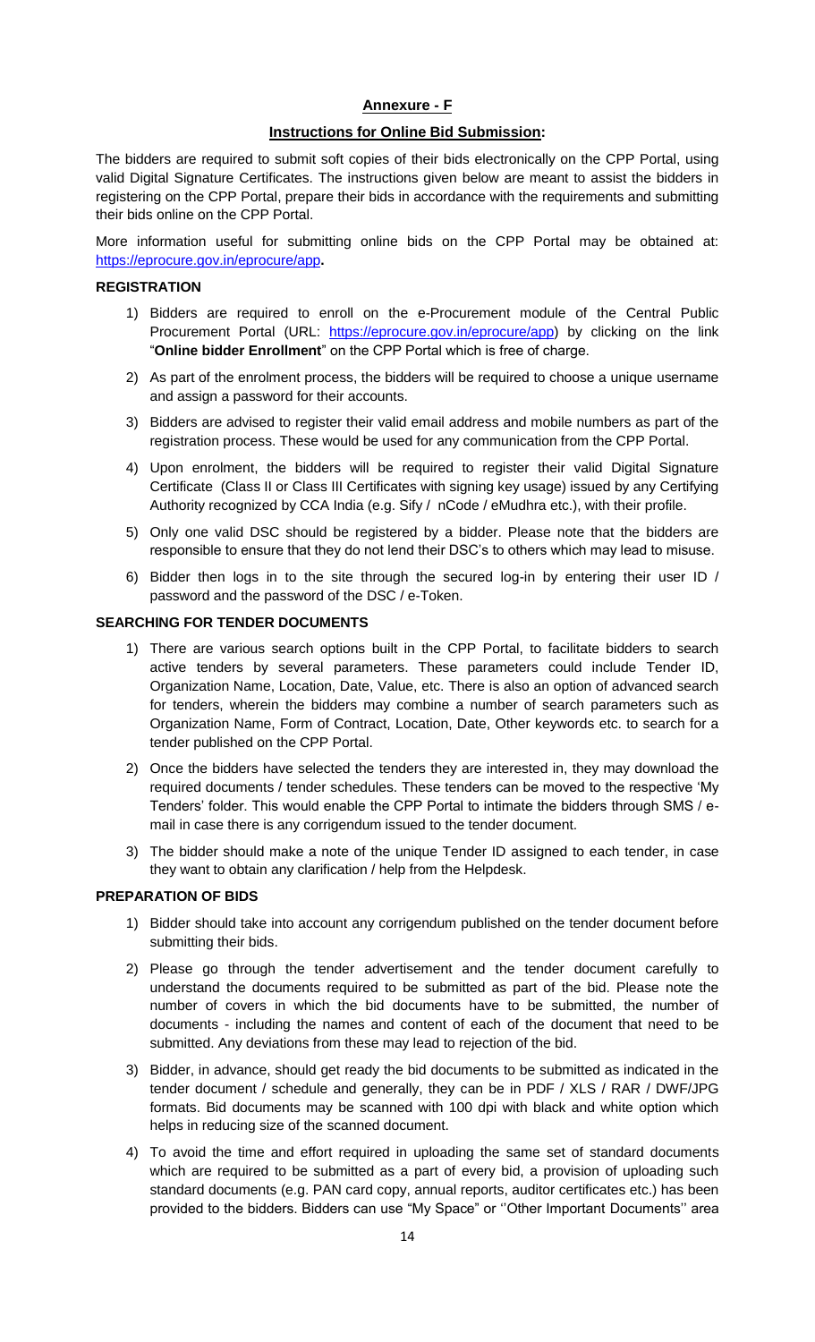## Annexure - F

### Instructions for Online Bid Submission:

The bidders are required to submit soft copies of their bids electronically on the CPP Portal, using valid Digital Signature Certificates. The instructions given below are meant to assist the bidders in registering on the CPP Portal, prepare their bids in accordance with the requirements and submitting their bids online on the CPP Portal.

More information useful for submitting online bids on the CPP Portal may be obtained at: https://eprocure.gov.in/eprocure/app.

**REGISTRATION**

1) Bidders are required to enroll on the e-Procurement module of the Central Public Procurement Portal (URL: https://eprocure.gov.in/eprocure/app) by clicking on the link "**Online bidder Enrollment**" on the CPP Portal which is free of charge.
2) As part of the enrolment process, the bidders will be required to choose a unique username and assign a password for their accounts.
3) Bidders are advised to register their valid email address and mobile numbers as part of the registration process. These would be used for any communication from the CPP Portal.
4) Upon enrolment, the bidders will be required to register their valid Digital Signature Certificate (Class II or Class III Certificates with signing key usage) issued by any Certifying Authority recognized by CCA India (e.g. Sify / nCode / eMudhra etc.), with their profile.
5) Only one valid DSC should be registered by a bidder. Please note that the bidders are responsible to ensure that they do not lend their DSC's to others which may lead to misuse.
6) Bidder then logs in to the site through the secured log-in by entering their user ID / password and the password of the DSC / e-Token.

**SEARCHING FOR TENDER DOCUMENTS**

1) There are various search options built in the CPP Portal, to facilitate bidders to search active tenders by several parameters. These parameters could include Tender ID, Organization Name, Location, Date, Value, etc. There is also an option of advanced search for tenders, wherein the bidders may combine a number of search parameters such as Organization Name, Form of Contract, Location, Date, Other keywords etc. to search for a tender published on the CPP Portal.
2) Once the bidders have selected the tenders they are interested in, they may download the required documents / tender schedules. These tenders can be moved to the respective 'My Tenders' folder. This would enable the CPP Portal to intimate the bidders through SMS / e-mail in case there is any corrigendum issued to the tender document.
3) The bidder should make a note of the unique Tender ID assigned to each tender, in case they want to obtain any clarification / help from the Helpdesk.

**PREPARATION OF BIDS**

1) Bidder should take into account any corrigendum published on the tender document before submitting their bids.
2) Please go through the tender advertisement and the tender document carefully to understand the documents required to be submitted as part of the bid. Please note the number of covers in which the bid documents have to be submitted, the number of documents - including the names and content of each of the document that need to be submitted. Any deviations from these may lead to rejection of the bid.
3) Bidder, in advance, should get ready the bid documents to be submitted as indicated in the tender document / schedule and generally, they can be in PDF / XLS / RAR / DWF/JPG formats. Bid documents may be scanned with 100 dpi with black and white option which helps in reducing size of the scanned document.
4) To avoid the time and effort required in uploading the same set of standard documents which are required to be submitted as a part of every bid, a provision of uploading such standard documents (e.g. PAN card copy, annual reports, auditor certificates etc.) has been provided to the bidders. Bidders can use "My Space" or ''Other Important Documents'' area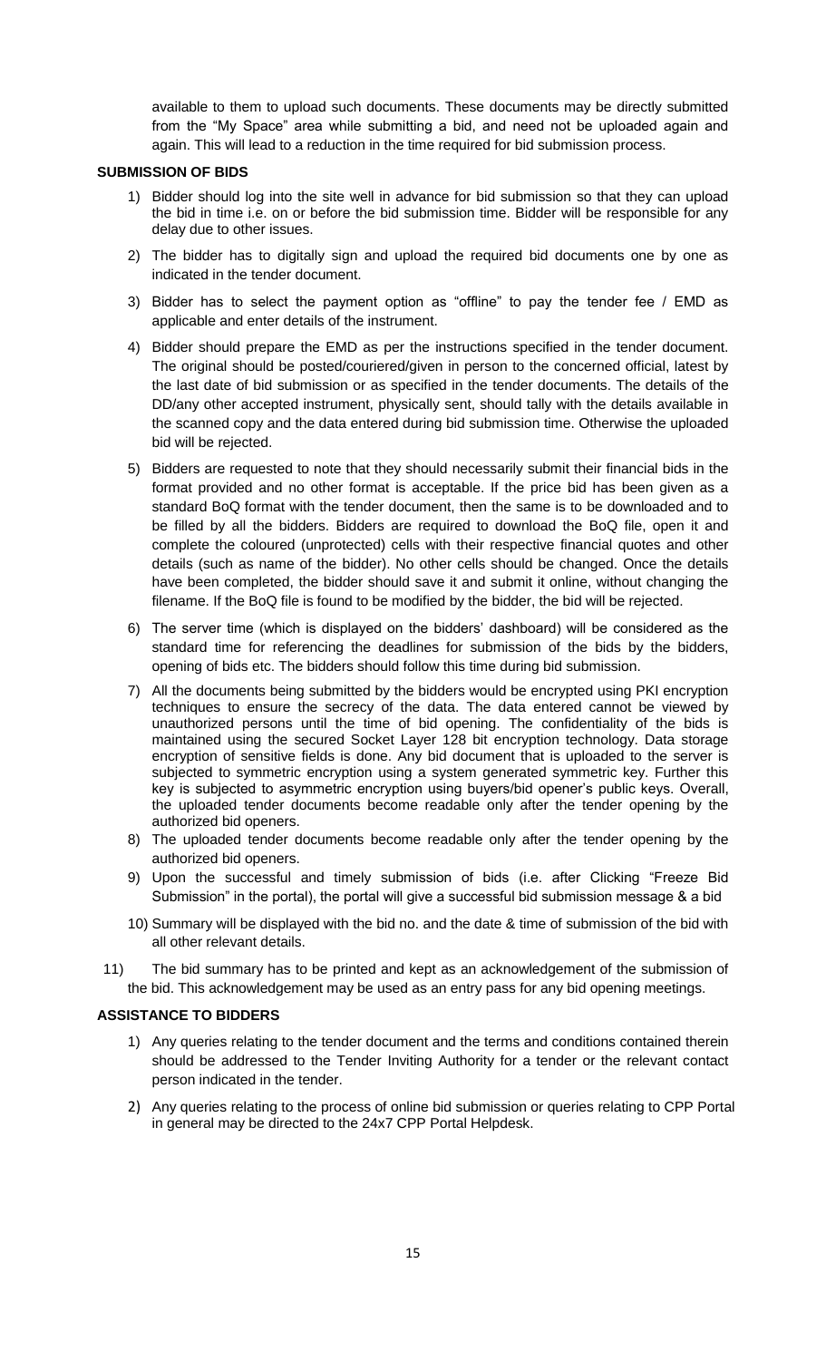available to them to upload such documents. These documents may be directly submitted from the "My Space" area while submitting a bid, and need not be uploaded again and again. This will lead to a reduction in the time required for bid submission process.

**SUBMISSION OF BIDS**

1) Bidder should log into the site well in advance for bid submission so that they can upload the bid in time i.e. on or before the bid submission time. Bidder will be responsible for any delay due to other issues.

2) The bidder has to digitally sign and upload the required bid documents one by one as indicated in the tender document.

3) Bidder has to select the payment option as "offline" to pay the tender fee / EMD as applicable and enter details of the instrument.

4) Bidder should prepare the EMD as per the instructions specified in the tender document. The original should be posted/couriered/given in person to the concerned official, latest by the last date of bid submission or as specified in the tender documents. The details of the DD/any other accepted instrument, physically sent, should tally with the details available in the scanned copy and the data entered during bid submission time. Otherwise the uploaded bid will be rejected.

5) Bidders are requested to note that they should necessarily submit their financial bids in the format provided and no other format is acceptable. If the price bid has been given as a standard BoQ format with the tender document, then the same is to be downloaded and to be filled by all the bidders. Bidders are required to download the BoQ file, open it and complete the coloured (unprotected) cells with their respective financial quotes and other details (such as name of the bidder). No other cells should be changed. Once the details have been completed, the bidder should save it and submit it online, without changing the filename. If the BoQ file is found to be modified by the bidder, the bid will be rejected.

6) The server time (which is displayed on the bidders' dashboard) will be considered as the standard time for referencing the deadlines for submission of the bids by the bidders, opening of bids etc. The bidders should follow this time during bid submission.

7) All the documents being submitted by the bidders would be encrypted using PKI encryption techniques to ensure the secrecy of the data. The data entered cannot be viewed by unauthorized persons until the time of bid opening. The confidentiality of the bids is maintained using the secured Socket Layer 128 bit encryption technology. Data storage encryption of sensitive fields is done. Any bid document that is uploaded to the server is subjected to symmetric encryption using a system generated symmetric key. Further this key is subjected to asymmetric encryption using buyers/bid opener's public keys. Overall, the uploaded tender documents become readable only after the tender opening by the authorized bid openers.

8) The uploaded tender documents become readable only after the tender opening by the authorized bid openers.

9) Upon the successful and timely submission of bids (i.e. after Clicking "Freeze Bid Submission" in the portal), the portal will give a successful bid submission message & a bid

10) Summary will be displayed with the bid no. and the date & time of submission of the bid with all other relevant details.

11) The bid summary has to be printed and kept as an acknowledgement of the submission of the bid. This acknowledgement may be used as an entry pass for any bid opening meetings.

**ASSISTANCE TO BIDDERS**

1) Any queries relating to the tender document and the terms and conditions contained therein should be addressed to the Tender Inviting Authority for a tender or the relevant contact person indicated in the tender.

2) Any queries relating to the process of online bid submission or queries relating to CPP Portal in general may be directed to the 24x7 CPP Portal Helpdesk.